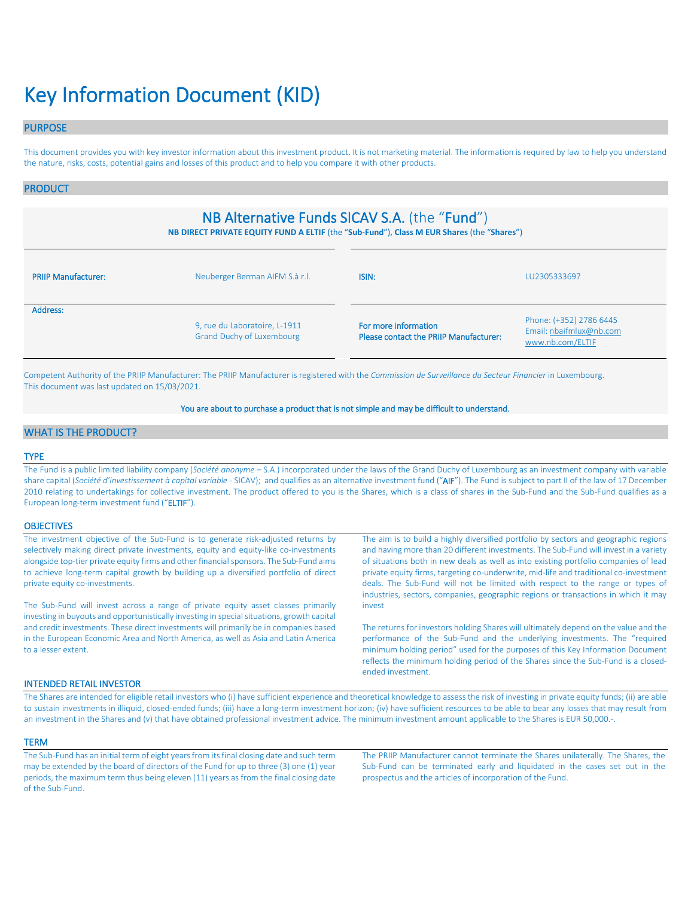# Key Information Document (KID)

## PURPOSE

This document provides you with key investor information about this investment product. It is not marketing material. The information is required by law to help you understand the nature, risks, costs, potential gains and losses of this product and to help you compare it with other products.

## PRODUCT

### NB Alternative Funds SICAV S.A. (the "Fund")

**NB DIRECT PRIVATE EQUITY FUND A ELTIF** (the "**Sub-Fund**"), **Class M EUR Shares** (the "**Shares**")

| | | | |
|---|---|---|---|
| **PRIIP Manufacturer:** | Neuberger Berman AIFM S.à r.l. | **ISIN:** | LU2305333697 |
| **Address:** | 9, rue du Laboratoire, L-1911 Grand Duchy of Luxembourg | **For more information Please contact the PRIIP Manufacturer:** | Phone: (+352) 2786 6445<br>Email: nbaifmlux@nb.com<br>www.nb.com/ELTIF |

Competent Authority of the PRIIP Manufacturer: The PRIIP Manufacturer is registered with the *Commission de Surveillance du Secteur Financier* in Luxembourg.
This document was last updated on 15/03/2021.

You are about to purchase a product that is not simple and may be difficult to understand.

## WHAT IS THE PRODUCT?

### TYPE

The Fund is a public limited liability company (*Société anonyme* – S.A.) incorporated under the laws of the Grand Duchy of Luxembourg as an investment company with variable share capital (*Société d'investissement à capital variable* - SICAV); and qualifies as an alternative investment fund ("AIF"). The Fund is subject to part II of the law of 17 December 2010 relating to undertakings for collective investment. The product offered to you is the Shares, which is a class of shares in the Sub-Fund and the Sub-Fund qualifies as a European long-term investment fund ("ELTIF").

### OBJECTIVES

The investment objective of the Sub-Fund is to generate risk-adjusted returns by selectively making direct private investments, equity and equity-like co-investments alongside top-tier private equity firms and other financial sponsors. The Sub-Fund aims to achieve long-term capital growth by building up a diversified portfolio of direct private equity co-investments.

The Sub-Fund will invest across a range of private equity asset classes primarily investing in buyouts and opportunistically investing in special situations, growth capital and credit investments. These direct investments will primarily be in companies based in the European Economic Area and North America, as well as Asia and Latin America to a lesser extent.

The aim is to build a highly diversified portfolio by sectors and geographic regions and having more than 20 different investments. The Sub-Fund will invest in a variety of situations both in new deals as well as into existing portfolio companies of lead private equity firms, targeting co-underwrite, mid-life and traditional co-investment deals. The Sub-Fund will not be limited with respect to the range or types of industries, sectors, companies, geographic regions or transactions in which it may invest

The returns for investors holding Shares will ultimately depend on the value and the performance of the Sub-Fund and the underlying investments. The "required minimum holding period" used for the purposes of this Key Information Document reflects the minimum holding period of the Shares since the Sub-Fund is a closed-ended investment.

### INTENDED RETAIL INVESTOR

The Shares are intended for eligible retail investors who (i) have sufficient experience and theoretical knowledge to assess the risk of investing in private equity funds; (ii) are able to sustain investments in illiquid, closed-ended funds; (iii) have a long-term investment horizon; (iv) have sufficient resources to be able to bear any losses that may result from an investment in the Shares and (v) that have obtained professional investment advice. The minimum investment amount applicable to the Shares is EUR 50,000.-.

### TERM

The Sub-Fund has an initial term of eight years from its final closing date and such term may be extended by the board of directors of the Fund for up to three (3) one (1) year periods, the maximum term thus being eleven (11) years as from the final closing date of the Sub-Fund.

The PRIIP Manufacturer cannot terminate the Shares unilaterally. The Shares, the Sub-Fund can be terminated early and liquidated in the cases set out in the prospectus and the articles of incorporation of the Fund.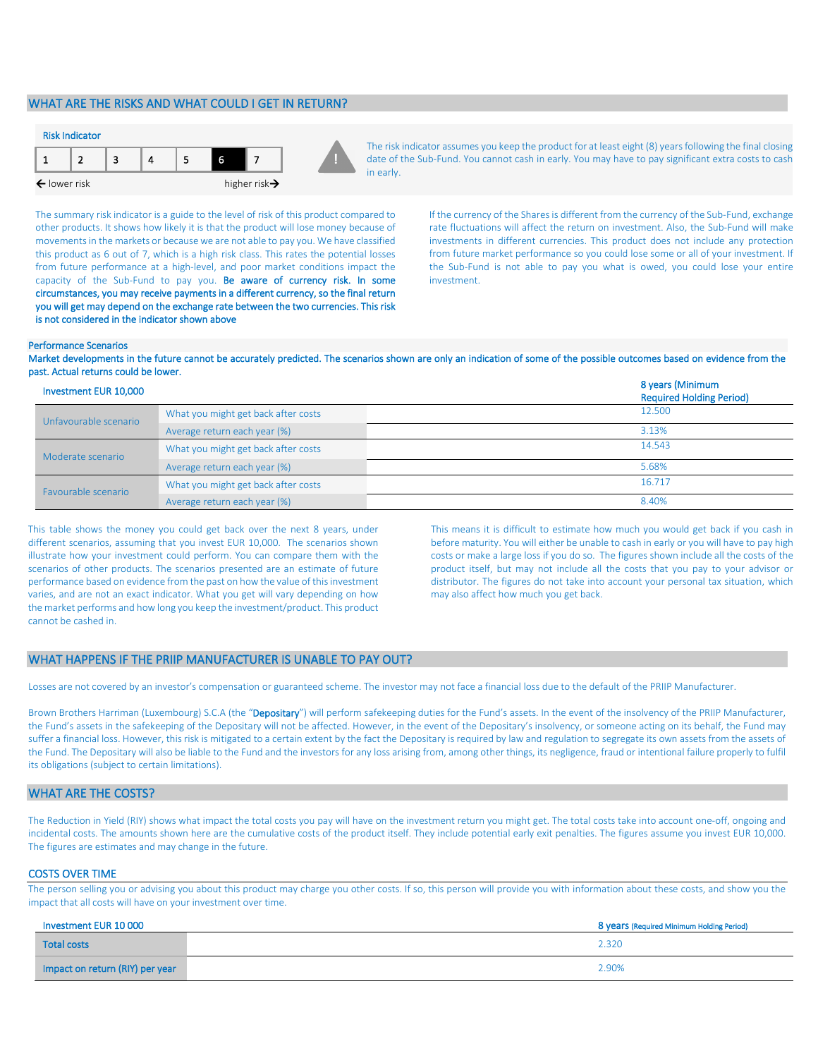## WHAT ARE THE RISKS AND WHAT COULD I GET IN RETURN?

**Risk Indicator**

| 1 | 2 | 3 | 4 | 5 | **6** | 7 |
|---|---|---|---|---|---|---|

← lower risk higher risk→

The risk indicator assumes you keep the product for at least eight (8) years following the final closing date of the Sub-Fund. You cannot cash in early. You may have to pay significant extra costs to cash in early.

The summary risk indicator is a guide to the level of risk of this product compared to other products. It shows how likely it is that the product will lose money because of movements in the markets or because we are not able to pay you. We have classified this product as 6 out of 7, which is a high risk class. This rates the potential losses from future performance at a high-level, and poor market conditions impact the capacity of the Sub-Fund to pay you. **Be aware of currency risk. In some circumstances, you may receive payments in a different currency, so the final return you will get may depend on the exchange rate between the two currencies. This risk is not considered in the indicator shown above**

If the currency of the Shares is different from the currency of the Sub-Fund, exchange rate fluctuations will affect the return on investment. Also, the Sub-Fund will make investments in different currencies. This product does not include any protection from future market performance so you could lose some or all of your investment. If the Sub-Fund is not able to pay you what is owed, you could lose your entire investment.

### Performance Scenarios

**Market developments in the future cannot be accurately predicted. The scenarios shown are only an indication of some of the possible outcomes based on evidence from the past. Actual returns could be lower.**

| Investment EUR 10,000 | | 8 years (Minimum Required Holding Period) |
|---|---|---|
| Unfavourable scenario | What you might get back after costs | 12.500 |
| | Average return each year (%) | 3.13% |
| Moderate scenario | What you might get back after costs | 14.543 |
| | Average return each year (%) | 5.68% |
| Favourable scenario | What you might get back after costs | 16.717 |
| | Average return each year (%) | 8.40% |

This table shows the money you could get back over the next 8 years, under different scenarios, assuming that you invest EUR 10,000. The scenarios shown illustrate how your investment could perform. You can compare them with the scenarios of other products. The scenarios presented are an estimate of future performance based on evidence from the past on how the value of this investment varies, and are not an exact indicator. What you get will vary depending on how the market performs and how long you keep the investment/product. This product cannot be cashed in.

This means it is difficult to estimate how much you would get back if you cash in before maturity. You will either be unable to cash in early or you will have to pay high costs or make a large loss if you do so. The figures shown include all the costs of the product itself, but may not include all the costs that you pay to your advisor or distributor. The figures do not take into account your personal tax situation, which may also affect how much you get back.

## WHAT HAPPENS IF THE PRIIP MANUFACTURER IS UNABLE TO PAY OUT?

Losses are not covered by an investor's compensation or guaranteed scheme. The investor may not face a financial loss due to the default of the PRIIP Manufacturer.

Brown Brothers Harriman (Luxembourg) S.C.A (the "**Depositary**") will perform safekeeping duties for the Fund's assets. In the event of the insolvency of the PRIIP Manufacturer, the Fund's assets in the safekeeping of the Depositary will not be affected. However, in the event of the Depositary's insolvency, or someone acting on its behalf, the Fund may suffer a financial loss. However, this risk is mitigated to a certain extent by the fact the Depositary is required by law and regulation to segregate its own assets from the assets of the Fund. The Depositary will also be liable to the Fund and the investors for any loss arising from, among other things, its negligence, fraud or intentional failure properly to fulfil its obligations (subject to certain limitations).

## WHAT ARE THE COSTS?

The Reduction in Yield (RIY) shows what impact the total costs you pay will have on the investment return you might get. The total costs take into account one-off, ongoing and incidental costs. The amounts shown here are the cumulative costs of the product itself. They include potential early exit penalties. The figures assume you invest EUR 10,000. The figures are estimates and may change in the future.

### COSTS OVER TIME

The person selling you or advising you about this product may charge you other costs. If so, this person will provide you with information about these costs, and show you the impact that all costs will have on your investment over time.

| Investment EUR 10 000 | 8 years (Required Minimum Holding Period) |
|---|---|
| Total costs | 2.320 |
| Impact on return (RIY) per year | 2.90% |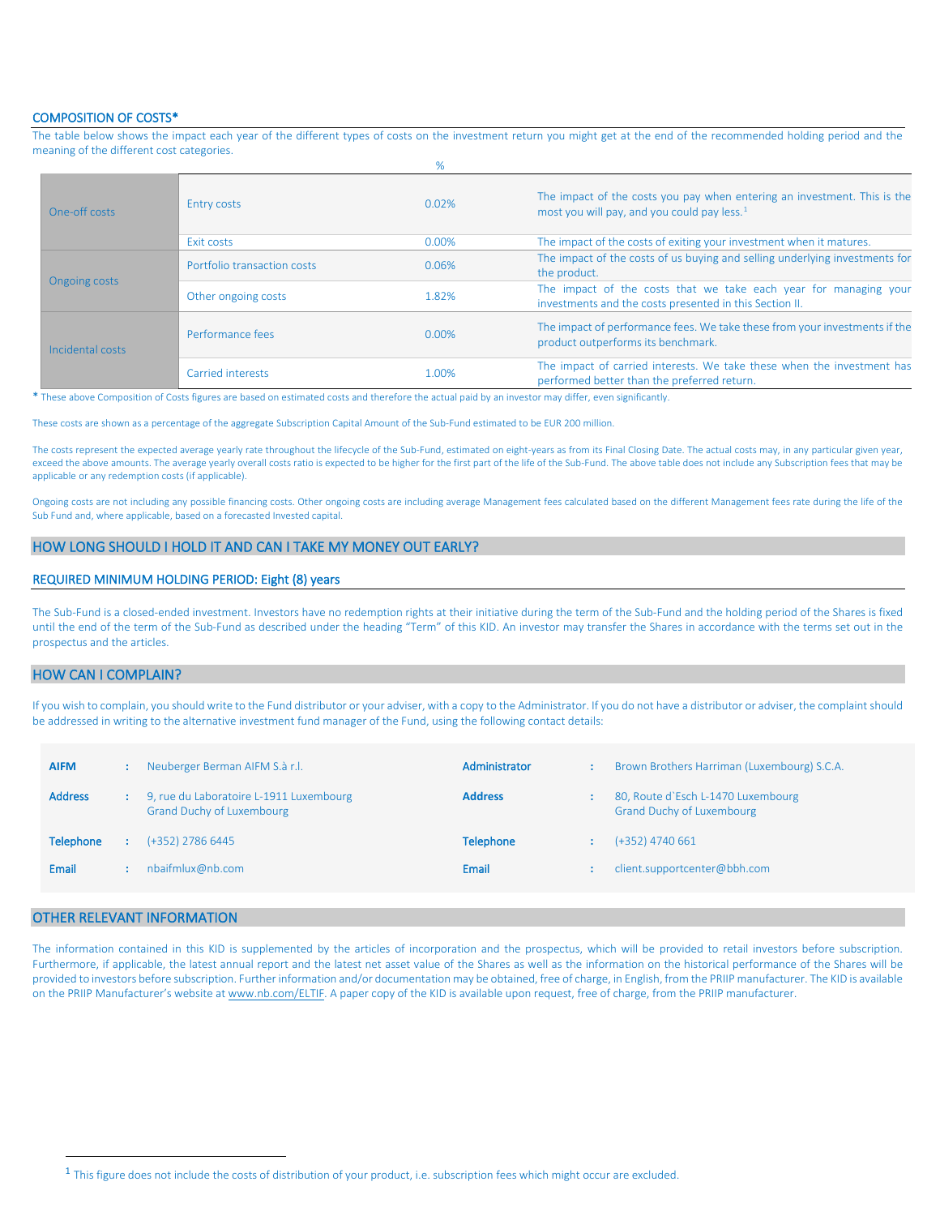## COMPOSITION OF COSTS*

The table below shows the impact each year of the different types of costs on the investment return you might get at the end of the recommended holding period and the meaning of the different cost categories.

| | | % | |
|---|---|---|---|
| One-off costs | Entry costs | 0.02% | The impact of the costs you pay when entering an investment. This is the most you will pay, and you could pay less.[1] |
| | Exit costs | 0.00% | The impact of the costs of exiting your investment when it matures. |
| Ongoing costs | Portfolio transaction costs | 0.06% | The impact of the costs of us buying and selling underlying investments for the product. |
| | Other ongoing costs | 1.82% | The impact of the costs that we take each year for managing your investments and the costs presented in this Section II. |
| Incidental costs | Performance fees | 0.00% | The impact of performance fees. We take these from your investments if the product outperforms its benchmark. |
| | Carried interests | 1.00% | The impact of carried interests. We take these when the investment has performed better than the preferred return. |

* These above Composition of Costs figures are based on estimated costs and therefore the actual paid by an investor may differ, even significantly.

These costs are shown as a percentage of the aggregate Subscription Capital Amount of the Sub-Fund estimated to be EUR 200 million.

The costs represent the expected average yearly rate throughout the lifecycle of the Sub-Fund, estimated on eight-years as from its Final Closing Date. The actual costs may, in any particular given year, exceed the above amounts. The average yearly overall costs ratio is expected to be higher for the first part of the life of the Sub-Fund. The above table does not include any Subscription fees that may be applicable or any redemption costs (if applicable).

Ongoing costs are not including any possible financing costs. Other ongoing costs are including average Management fees calculated based on the different Management fees rate during the life of the Sub Fund and, where applicable, based on a forecasted Invested capital.

## HOW LONG SHOULD I HOLD IT AND CAN I TAKE MY MONEY OUT EARLY?

### REQUIRED MINIMUM HOLDING PERIOD: Eight (8) years

The Sub-Fund is a closed-ended investment. Investors have no redemption rights at their initiative during the term of the Sub-Fund and the holding period of the Shares is fixed until the end of the term of the Sub-Fund as described under the heading "Term" of this KID. An investor may transfer the Shares in accordance with the terms set out in the prospectus and the articles.

## HOW CAN I COMPLAIN?

If you wish to complain, you should write to the Fund distributor or your adviser, with a copy to the Administrator. If you do not have a distributor or adviser, the complaint should be addressed in writing to the alternative investment fund manager of the Fund, using the following contact details:

| | | | | | |
|---|---|---|---|---|---|
| **AIFM** | : | Neuberger Berman AIFM S.à r.l. | **Administrator** | : | Brown Brothers Harriman (Luxembourg) S.C.A. |
| **Address** | : | 9, rue du Laboratoire L-1911 Luxembourg Grand Duchy of Luxembourg | **Address** | : | 80, Route d`Esch L-1470 Luxembourg Grand Duchy of Luxembourg |
| **Telephone** | : | (+352) 2786 6445 | **Telephone** | : | (+352) 4740 661 |
| **Email** | : | nbaifmlux@nb.com | **Email** | : | client.supportcenter@bbh.com |

## OTHER RELEVANT INFORMATION

The information contained in this KID is supplemented by the articles of incorporation and the prospectus, which will be provided to retail investors before subscription. Furthermore, if applicable, the latest annual report and the latest net asset value of the Shares as well as the information on the historical performance of the Shares will be provided to investors before subscription. Further information and/or documentation may be obtained, free of charge, in English, from the PRIIP manufacturer. The KID is available on the PRIIP Manufacturer's website at www.nb.com/ELTIF. A paper copy of the KID is available upon request, free of charge, from the PRIIP manufacturer.

[1] This figure does not include the costs of distribution of your product, i.e. subscription fees which might occur are excluded.